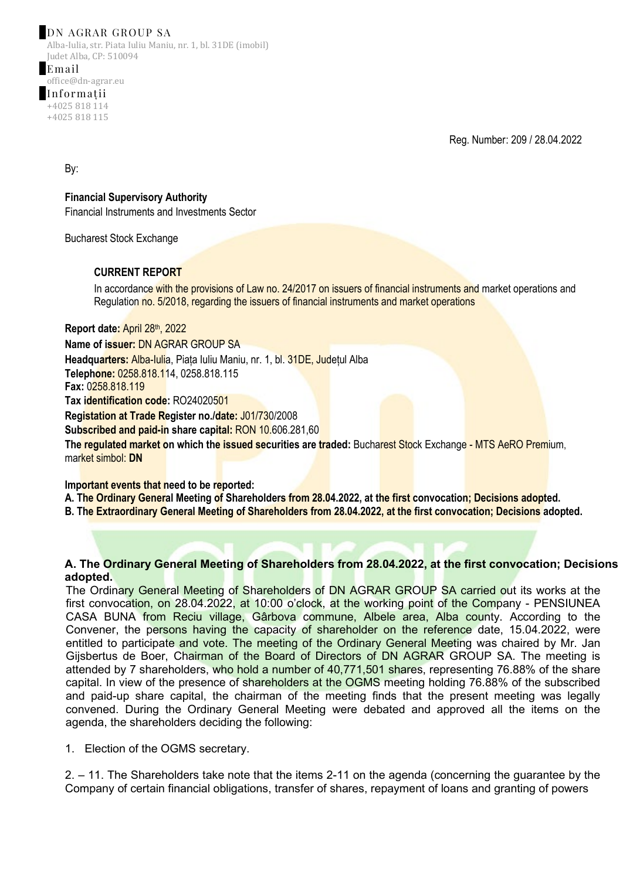DN AGRAR GROUP SA
Alba-Iulia, str. Piata Iuliu Maniu, nr. 1, bl. 31DE (imobil)
Judet Alba, CP: 510094

Email
office@dn-agrar.eu

Informații
+4025 818 114
+4025 818 115

Reg. Number: 209 / 28.04.2022

By:

**Financial Supervisory Authority**
Financial Instruments and Investments Sector

Bucharest Stock Exchange

**CURRENT REPORT**

In accordance with the provisions of Law no. 24/2017 on issuers of financial instruments and market operations and Regulation no. 5/2018, regarding the issuers of financial instruments and market operations

**Report date:** April 28th, 2022
**Name of issuer:** DN AGRAR GROUP SA
**Headquarters:** Alba-Iulia, Piața Iuliu Maniu, nr. 1, bl. 31DE, Județul Alba
**Telephone:** 0258.818.114, 0258.818.115
**Fax:** 0258.818.119
**Tax identification code:** RO24020501
**Registation at Trade Register no./date:** J01/730/2008
**Subscribed and paid-in share capital:** RON 10.606.281,60
**The regulated market on which the issued securities are traded:** Bucharest Stock Exchange - MTS AeRO Premium, market simbol: **DN**

**Important events that need to be reported:**
**A. The Ordinary General Meeting of Shareholders from 28.04.2022, at the first convocation; Decisions adopted.**
**B. The Extraordinary General Meeting of Shareholders from 28.04.2022, at the first convocation; Decisions adopted.**

**A. The Ordinary General Meeting of Shareholders from 28.04.2022, at the first convocation; Decisions adopted.**

The Ordinary General Meeting of Shareholders of DN AGRAR GROUP SA carried out its works at the first convocation, on 28.04.2022, at 10:00 o'clock, at the working point of the Company - PENSIUNEA CASA BUNA from Reciu village, Gârbova commune, Albele area, Alba county. According to the Convener, the persons having the capacity of shareholder on the reference date, 15.04.2022, were entitled to participate and vote. The meeting of the Ordinary General Meeting was chaired by Mr. Jan Gijsbertus de Boer, Chairman of the Board of Directors of DN AGRAR GROUP SA. The meeting is attended by 7 shareholders, who hold a number of 40,771,501 shares, representing 76.88% of the share capital. In view of the presence of shareholders at the OGMS meeting holding 76.88% of the subscribed and paid-up share capital, the chairman of the meeting finds that the present meeting was legally convened. During the Ordinary General Meeting were debated and approved all the items on the agenda, the shareholders deciding the following:

1. Election of the OGMS secretary.

2. – 11. The Shareholders take note that the items 2-11 on the agenda (concerning the guarantee by the Company of certain financial obligations, transfer of shares, repayment of loans and granting of powers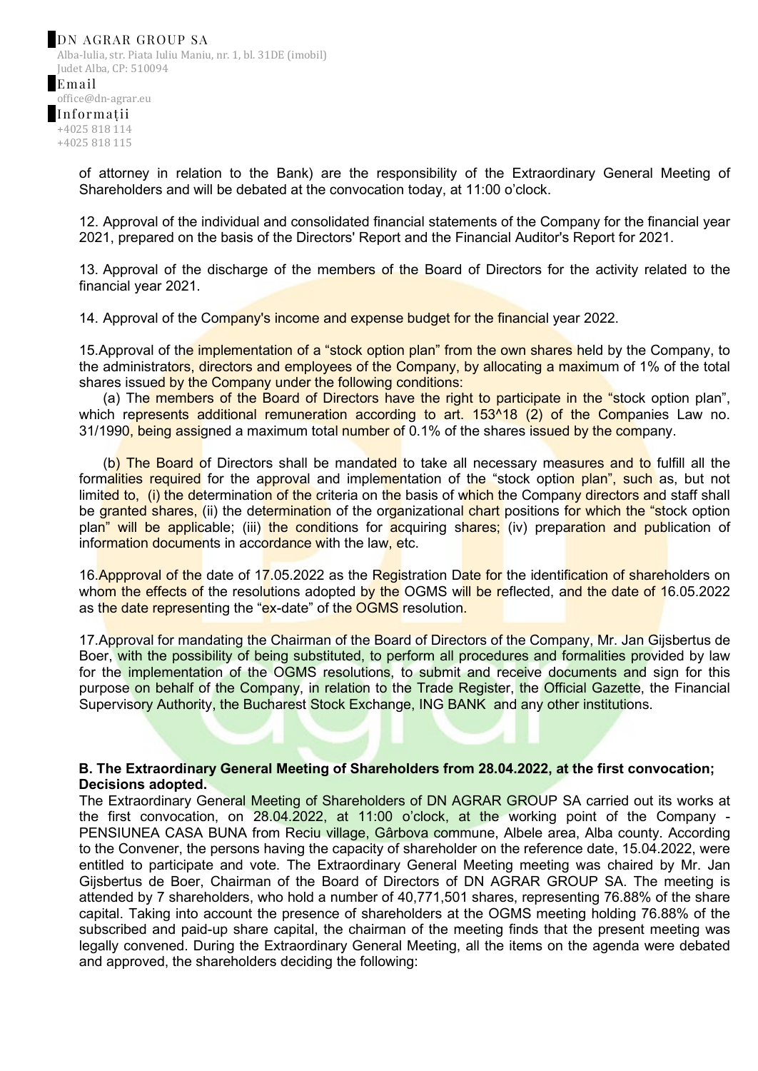of attorney in relation to the Bank) are the responsibility of the Extraordinary General Meeting of Shareholders and will be debated at the convocation today, at 11:00 o'clock.

12. Approval of the individual and consolidated financial statements of the Company for the financial year 2021, prepared on the basis of the Directors' Report and the Financial Auditor's Report for 2021.

13. Approval of the discharge of the members of the Board of Directors for the activity related to the financial year 2021.

14. Approval of the Company's income and expense budget for the financial year 2022.

15.Approval of the implementation of a "stock option plan" from the own shares held by the Company, to the administrators, directors and employees of the Company, by allocating a maximum of 1% of the total shares issued by the Company under the following conditions:

(a) The members of the Board of Directors have the right to participate in the "stock option plan", which represents additional remuneration according to art. 153^18 (2) of the Companies Law no. 31/1990, being assigned a maximum total number of 0.1% of the shares issued by the company.

(b) The Board of Directors shall be mandated to take all necessary measures and to fulfill all the formalities required for the approval and implementation of the "stock option plan", such as, but not limited to, (i) the determination of the criteria on the basis of which the Company directors and staff shall be granted shares, (ii) the determination of the organizational chart positions for which the "stock option plan" will be applicable; (iii) the conditions for acquiring shares; (iv) preparation and publication of information documents in accordance with the law, etc.

16.Appproval of the date of 17.05.2022 as the Registration Date for the identification of shareholders on whom the effects of the resolutions adopted by the OGMS will be reflected, and the date of 16.05.2022 as the date representing the "ex-date" of the OGMS resolution.

17.Approval for mandating the Chairman of the Board of Directors of the Company, Mr. Jan Gijsbertus de Boer, with the possibility of being substituted, to perform all procedures and formalities provided by law for the implementation of the OGMS resolutions, to submit and receive documents and sign for this purpose on behalf of the Company, in relation to the Trade Register, the Official Gazette, the Financial Supervisory Authority, the Bucharest Stock Exchange, ING BANK and any other institutions.

**B. The Extraordinary General Meeting of Shareholders from 28.04.2022, at the first convocation; Decisions adopted.**

The Extraordinary General Meeting of Shareholders of DN AGRAR GROUP SA carried out its works at the first convocation, on 28.04.2022, at 11:00 o'clock, at the working point of the Company - PENSIUNEA CASA BUNA from Reciu village, Gârbova commune, Albele area, Alba county. According to the Convener, the persons having the capacity of shareholder on the reference date, 15.04.2022, were entitled to participate and vote. The Extraordinary General Meeting meeting was chaired by Mr. Jan Gijsbertus de Boer, Chairman of the Board of Directors of DN AGRAR GROUP SA. The meeting is attended by 7 shareholders, who hold a number of 40,771,501 shares, representing 76.88% of the share capital. Taking into account the presence of shareholders at the OGMS meeting holding 76.88% of the subscribed and paid-up share capital, the chairman of the meeting finds that the present meeting was legally convened. During the Extraordinary General Meeting, all the items on the agenda were debated and approved, the shareholders deciding the following: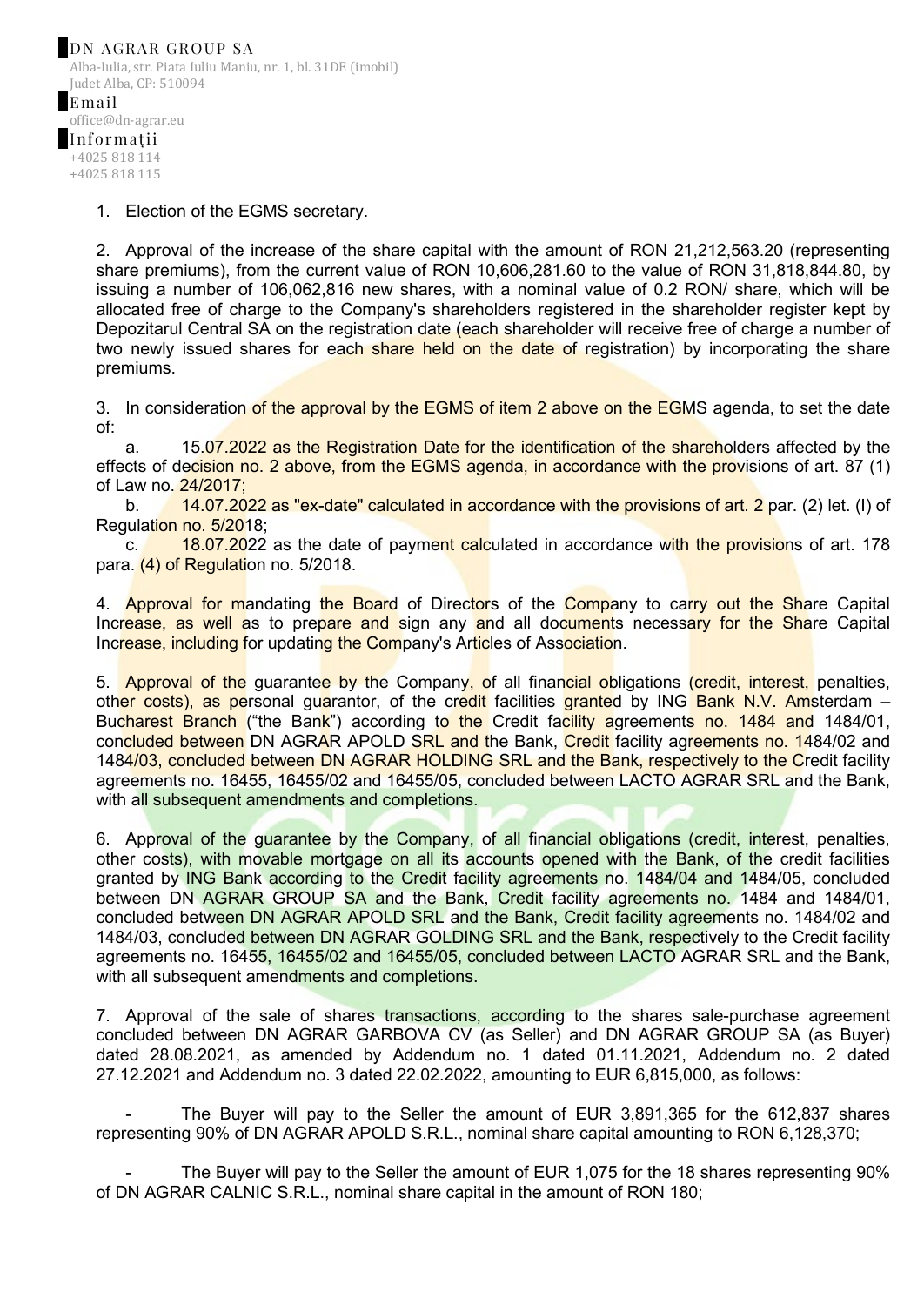1. Election of the EGMS secretary.

2. Approval of the increase of the share capital with the amount of RON 21,212,563.20 (representing share premiums), from the current value of RON 10,606,281.60 to the value of RON 31,818,844.80, by issuing a number of 106,062,816 new shares, with a nominal value of 0.2 RON/ share, which will be allocated free of charge to the Company's shareholders registered in the shareholder register kept by Depozitarul Central SA on the registration date (each shareholder will receive free of charge a number of two newly issued shares for each share held on the date of registration) by incorporating the share premiums.

3. In consideration of the approval by the EGMS of item 2 above on the EGMS agenda, to set the date of:

   a. 15.07.2022 as the Registration Date for the identification of the shareholders affected by the effects of decision no. 2 above, from the EGMS agenda, in accordance with the provisions of art. 87 (1) of Law no. 24/2017;

   b. 14.07.2022 as "ex-date" calculated in accordance with the provisions of art. 2 par. (2) let. (l) of Regulation no. 5/2018;

   c. 18.07.2022 as the date of payment calculated in accordance with the provisions of art. 178 para. (4) of Regulation no. 5/2018.

4. Approval for mandating the Board of Directors of the Company to carry out the Share Capital Increase, as well as to prepare and sign any and all documents necessary for the Share Capital Increase, including for updating the Company's Articles of Association.

5. Approval of the guarantee by the Company, of all financial obligations (credit, interest, penalties, other costs), as personal guarantor, of the credit facilities granted by ING Bank N.V. Amsterdam – Bucharest Branch ("the Bank") according to the Credit facility agreements no. 1484 and 1484/01, concluded between DN AGRAR APOLD SRL and the Bank, Credit facility agreements no. 1484/02 and 1484/03, concluded between DN AGRAR HOLDING SRL and the Bank, respectively to the Credit facility agreements no. 16455, 16455/02 and 16455/05, concluded between LACTO AGRAR SRL and the Bank, with all subsequent amendments and completions.

6. Approval of the guarantee by the Company, of all financial obligations (credit, interest, penalties, other costs), with movable mortgage on all its accounts opened with the Bank, of the credit facilities granted by ING Bank according to the Credit facility agreements no. 1484/04 and 1484/05, concluded between DN AGRAR GROUP SA and the Bank, Credit facility agreements no. 1484 and 1484/01, concluded between DN AGRAR APOLD SRL and the Bank, Credit facility agreements no. 1484/02 and 1484/03, concluded between DN AGRAR GOLDING SRL and the Bank, respectively to the Credit facility agreements no. 16455, 16455/02 and 16455/05, concluded between LACTO AGRAR SRL and the Bank, with all subsequent amendments and completions.

7. Approval of the sale of shares transactions, according to the shares sale-purchase agreement concluded between DN AGRAR GARBOVA CV (as Seller) and DN AGRAR GROUP SA (as Buyer) dated 28.08.2021, as amended by Addendum no. 1 dated 01.11.2021, Addendum no. 2 dated 27.12.2021 and Addendum no. 3 dated 22.02.2022, amounting to EUR 6,815,000, as follows:

- The Buyer will pay to the Seller the amount of EUR 3,891,365 for the 612,837 shares representing 90% of DN AGRAR APOLD S.R.L., nominal share capital amounting to RON 6,128,370;

- The Buyer will pay to the Seller the amount of EUR 1,075 for the 18 shares representing 90% of DN AGRAR CALNIC S.R.L., nominal share capital in the amount of RON 180;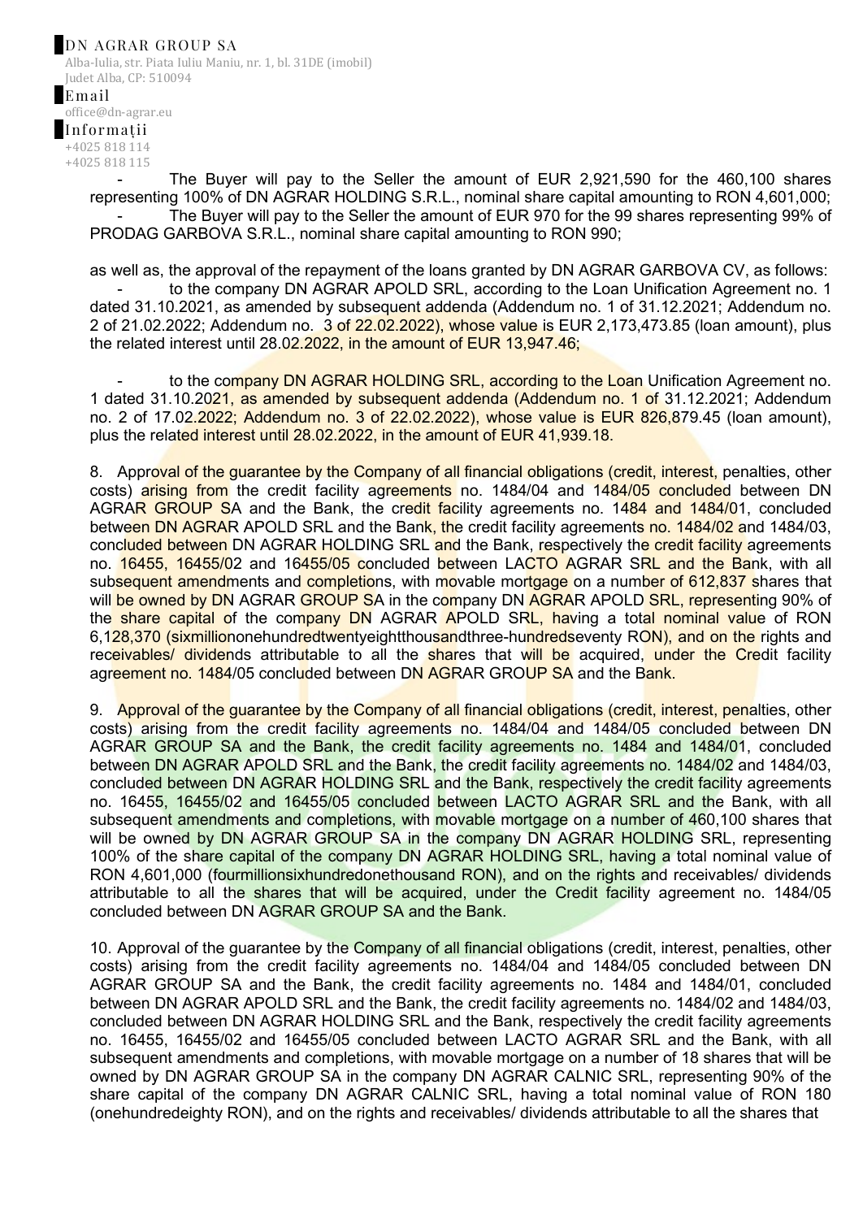- The Buyer will pay to the Seller the amount of EUR 2,921,590 for the 460,100 shares representing 100% of DN AGRAR HOLDING S.R.L., nominal share capital amounting to RON 4,601,000;
- The Buyer will pay to the Seller the amount of EUR 970 for the 99 shares representing 99% of PRODAG GARBOVA S.R.L., nominal share capital amounting to RON 990;

as well as, the approval of the repayment of the loans granted by DN AGRAR GARBOVA CV, as follows:

- to the company DN AGRAR APOLD SRL, according to the Loan Unification Agreement no. 1 dated 31.10.2021, as amended by subsequent addenda (Addendum no. 1 of 31.12.2021; Addendum no. 2 of 21.02.2022; Addendum no. 3 of 22.02.2022), whose value is EUR 2,173,473.85 (loan amount), plus the related interest until 28.02.2022, in the amount of EUR 13,947.46;

- to the company DN AGRAR HOLDING SRL, according to the Loan Unification Agreement no. 1 dated 31.10.2021, as amended by subsequent addenda (Addendum no. 1 of 31.12.2021; Addendum no. 2 of 17.02.2022; Addendum no. 3 of 22.02.2022), whose value is EUR 826,879.45 (loan amount), plus the related interest until 28.02.2022, in the amount of EUR 41,939.18.

8. Approval of the guarantee by the Company of all financial obligations (credit, interest, penalties, other costs) arising from the credit facility agreements no. 1484/04 and 1484/05 concluded between DN AGRAR GROUP SA and the Bank, the credit facility agreements no. 1484 and 1484/01, concluded between DN AGRAR APOLD SRL and the Bank, the credit facility agreements no. 1484/02 and 1484/03, concluded between DN AGRAR HOLDING SRL and the Bank, respectively the credit facility agreements no. 16455, 16455/02 and 16455/05 concluded between LACTO AGRAR SRL and the Bank, with all subsequent amendments and completions, with movable mortgage on a number of 612,837 shares that will be owned by DN AGRAR GROUP SA in the company DN AGRAR APOLD SRL, representing 90% of the share capital of the company DN AGRAR APOLD SRL, having a total nominal value of RON 6,128,370 (sixmilliononehundredtwentyeightthousandthree-hundredseventy RON), and on the rights and receivables/ dividends attributable to all the shares that will be acquired, under the Credit facility agreement no. 1484/05 concluded between DN AGRAR GROUP SA and the Bank.

9. Approval of the guarantee by the Company of all financial obligations (credit, interest, penalties, other costs) arising from the credit facility agreements no. 1484/04 and 1484/05 concluded between DN AGRAR GROUP SA and the Bank, the credit facility agreements no. 1484 and 1484/01, concluded between DN AGRAR APOLD SRL and the Bank, the credit facility agreements no. 1484/02 and 1484/03, concluded between DN AGRAR HOLDING SRL and the Bank, respectively the credit facility agreements no. 16455, 16455/02 and 16455/05 concluded between LACTO AGRAR SRL and the Bank, with all subsequent amendments and completions, with movable mortgage on a number of 460,100 shares that will be owned by DN AGRAR GROUP SA in the company DN AGRAR HOLDING SRL, representing 100% of the share capital of the company DN AGRAR HOLDING SRL, having a total nominal value of RON 4,601,000 (fourmillionsixhundredonethousand RON), and on the rights and receivables/ dividends attributable to all the shares that will be acquired, under the Credit facility agreement no. 1484/05 concluded between DN AGRAR GROUP SA and the Bank.

10. Approval of the guarantee by the Company of all financial obligations (credit, interest, penalties, other costs) arising from the credit facility agreements no. 1484/04 and 1484/05 concluded between DN AGRAR GROUP SA and the Bank, the credit facility agreements no. 1484 and 1484/01, concluded between DN AGRAR APOLD SRL and the Bank, the credit facility agreements no. 1484/02 and 1484/03, concluded between DN AGRAR HOLDING SRL and the Bank, respectively the credit facility agreements no. 16455, 16455/02 and 16455/05 concluded between LACTO AGRAR SRL and the Bank, with all subsequent amendments and completions, with movable mortgage on a number of 18 shares that will be owned by DN AGRAR GROUP SA in the company DN AGRAR CALNIC SRL, representing 90% of the share capital of the company DN AGRAR CALNIC SRL, having a total nominal value of RON 180 (onehundredeighty RON), and on the rights and receivables/ dividends attributable to all the shares that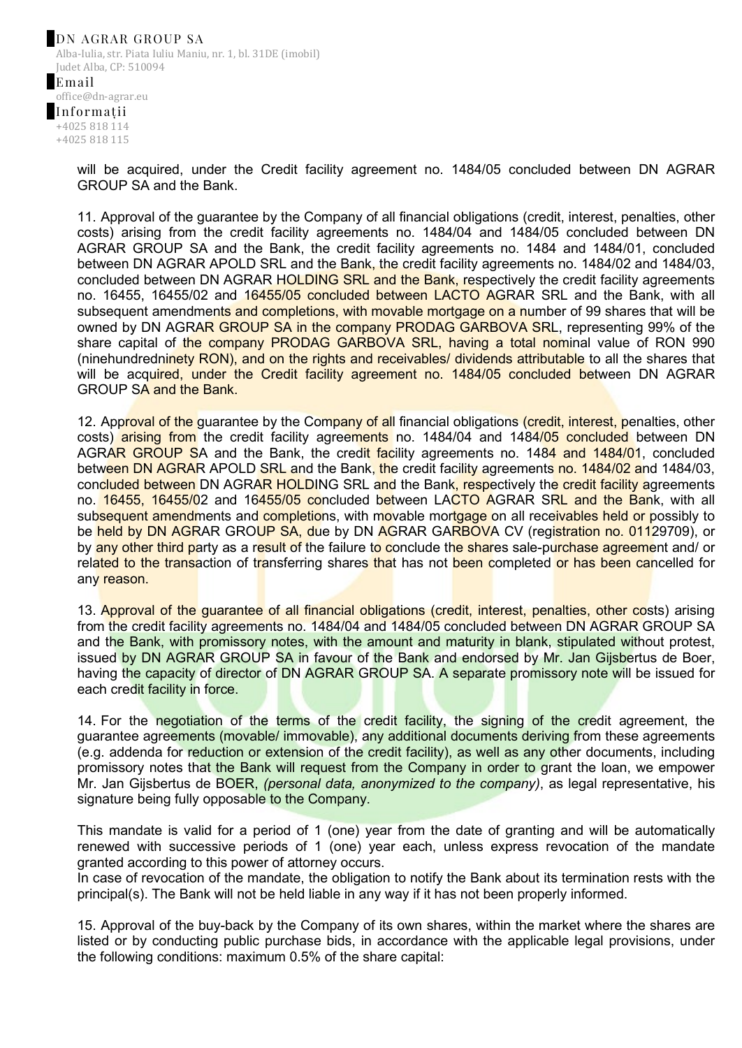will be acquired, under the Credit facility agreement no. 1484/05 concluded between DN AGRAR GROUP SA and the Bank.

11. Approval of the guarantee by the Company of all financial obligations (credit, interest, penalties, other costs) arising from the credit facility agreements no. 1484/04 and 1484/05 concluded between DN AGRAR GROUP SA and the Bank, the credit facility agreements no. 1484 and 1484/01, concluded between DN AGRAR APOLD SRL and the Bank, the credit facility agreements no. 1484/02 and 1484/03, concluded between DN AGRAR HOLDING SRL and the Bank, respectively the credit facility agreements no. 16455, 16455/02 and 16455/05 concluded between LACTO AGRAR SRL and the Bank, with all subsequent amendments and completions, with movable mortgage on a number of 99 shares that will be owned by DN AGRAR GROUP SA in the company PRODAG GARBOVA SRL, representing 99% of the share capital of the company PRODAG GARBOVA SRL, having a total nominal value of RON 990 (ninehundredninety RON), and on the rights and receivables/ dividends attributable to all the shares that will be acquired, under the Credit facility agreement no. 1484/05 concluded between DN AGRAR GROUP SA and the Bank.

12. Approval of the guarantee by the Company of all financial obligations (credit, interest, penalties, other costs) arising from the credit facility agreements no. 1484/04 and 1484/05 concluded between DN AGRAR GROUP SA and the Bank, the credit facility agreements no. 1484 and 1484/01, concluded between DN AGRAR APOLD SRL and the Bank, the credit facility agreements no. 1484/02 and 1484/03, concluded between DN AGRAR HOLDING SRL and the Bank, respectively the credit facility agreements no. 16455, 16455/02 and 16455/05 concluded between LACTO AGRAR SRL and the Bank, with all subsequent amendments and completions, with movable mortgage on all receivables held or possibly to be held by DN AGRAR GROUP SA, due by DN AGRAR GARBOVA CV (registration no. 01129709), or by any other third party as a result of the failure to conclude the shares sale-purchase agreement and/ or related to the transaction of transferring shares that has not been completed or has been cancelled for any reason.

13. Approval of the guarantee of all financial obligations (credit, interest, penalties, other costs) arising from the credit facility agreements no. 1484/04 and 1484/05 concluded between DN AGRAR GROUP SA and the Bank, with promissory notes, with the amount and maturity in blank, stipulated without protest, issued by DN AGRAR GROUP SA in favour of the Bank and endorsed by Mr. Jan Gijsbertus de Boer, having the capacity of director of DN AGRAR GROUP SA. A separate promissory note will be issued for each credit facility in force.

14. For the negotiation of the terms of the credit facility, the signing of the credit agreement, the guarantee agreements (movable/ immovable), any additional documents deriving from these agreements (e.g. addenda for reduction or extension of the credit facility), as well as any other documents, including promissory notes that the Bank will request from the Company in order to grant the loan, we empower Mr. Jan Gijsbertus de BOER, *(personal data, anonymized to the company)*, as legal representative, his signature being fully opposable to the Company.

This mandate is valid for a period of 1 (one) year from the date of granting and will be automatically renewed with successive periods of 1 (one) year each, unless express revocation of the mandate granted according to this power of attorney occurs.
In case of revocation of the mandate, the obligation to notify the Bank about its termination rests with the principal(s). The Bank will not be held liable in any way if it has not been properly informed.

15. Approval of the buy-back by the Company of its own shares, within the market where the shares are listed or by conducting public purchase bids, in accordance with the applicable legal provisions, under the following conditions: maximum 0.5% of the share capital: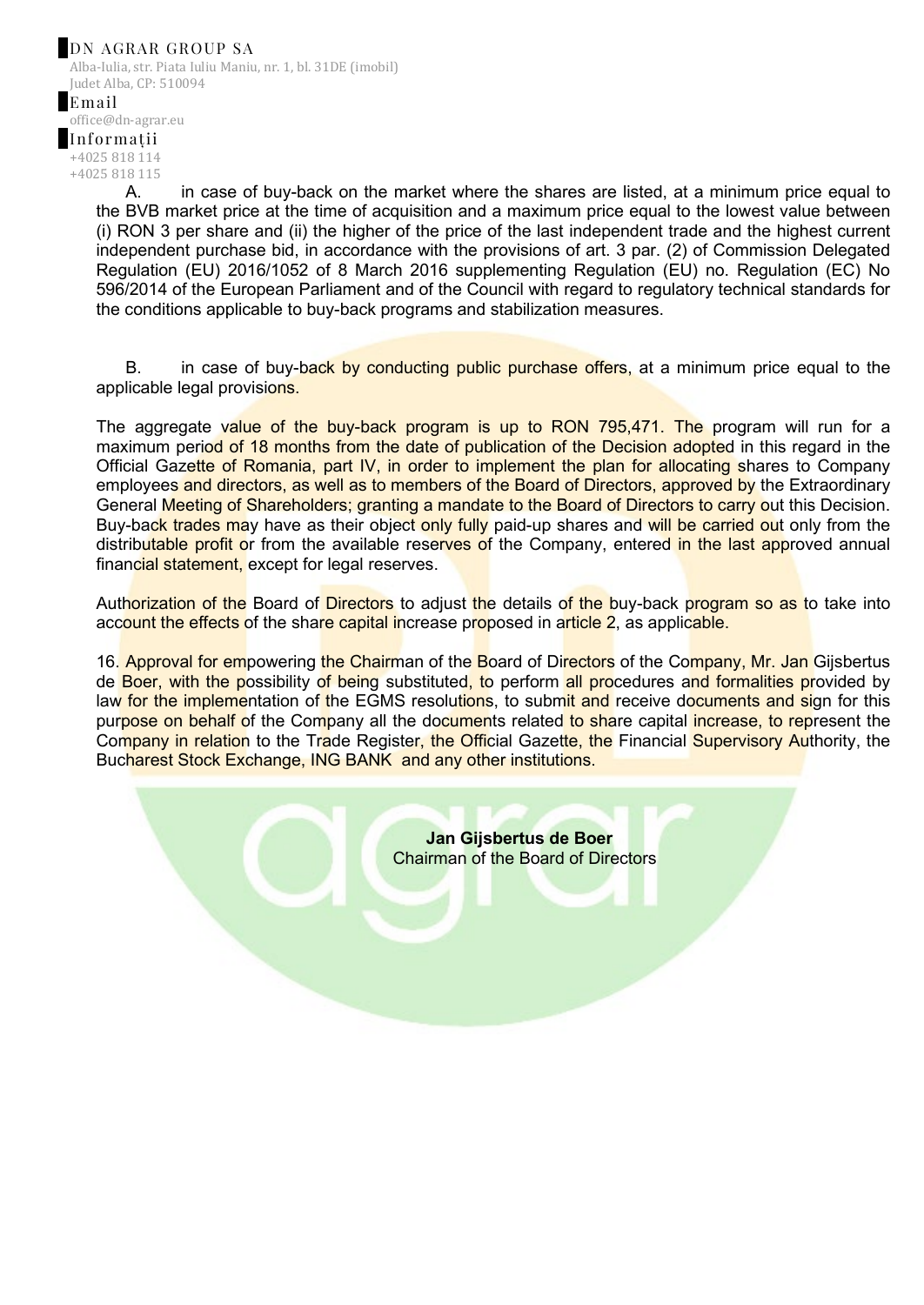A. in case of buy-back on the market where the shares are listed, at a minimum price equal to the BVB market price at the time of acquisition and a maximum price equal to the lowest value between (i) RON 3 per share and (ii) the higher of the price of the last independent trade and the highest current independent purchase bid, in accordance with the provisions of art. 3 par. (2) of Commission Delegated Regulation (EU) 2016/1052 of 8 March 2016 supplementing Regulation (EU) no. Regulation (EC) No 596/2014 of the European Parliament and of the Council with regard to regulatory technical standards for the conditions applicable to buy-back programs and stabilization measures.

B. in case of buy-back by conducting public purchase offers, at a minimum price equal to the applicable legal provisions.

The aggregate value of the buy-back program is up to RON 795,471. The program will run for a maximum period of 18 months from the date of publication of the Decision adopted in this regard in the Official Gazette of Romania, part IV, in order to implement the plan for allocating shares to Company employees and directors, as well as to members of the Board of Directors, approved by the Extraordinary General Meeting of Shareholders; granting a mandate to the Board of Directors to carry out this Decision. Buy-back trades may have as their object only fully paid-up shares and will be carried out only from the distributable profit or from the available reserves of the Company, entered in the last approved annual financial statement, except for legal reserves.

Authorization of the Board of Directors to adjust the details of the buy-back program so as to take into account the effects of the share capital increase proposed in article 2, as applicable.

16. Approval for empowering the Chairman of the Board of Directors of the Company, Mr. Jan Gijsbertus de Boer, with the possibility of being substituted, to perform all procedures and formalities provided by law for the implementation of the EGMS resolutions, to submit and receive documents and sign for this purpose on behalf of the Company all the documents related to share capital increase, to represent the Company in relation to the Trade Register, the Official Gazette, the Financial Supervisory Authority, the Bucharest Stock Exchange, ING BANK and any other institutions.

**Jan Gijsbertus de Boer**
Chairman of the Board of Directors